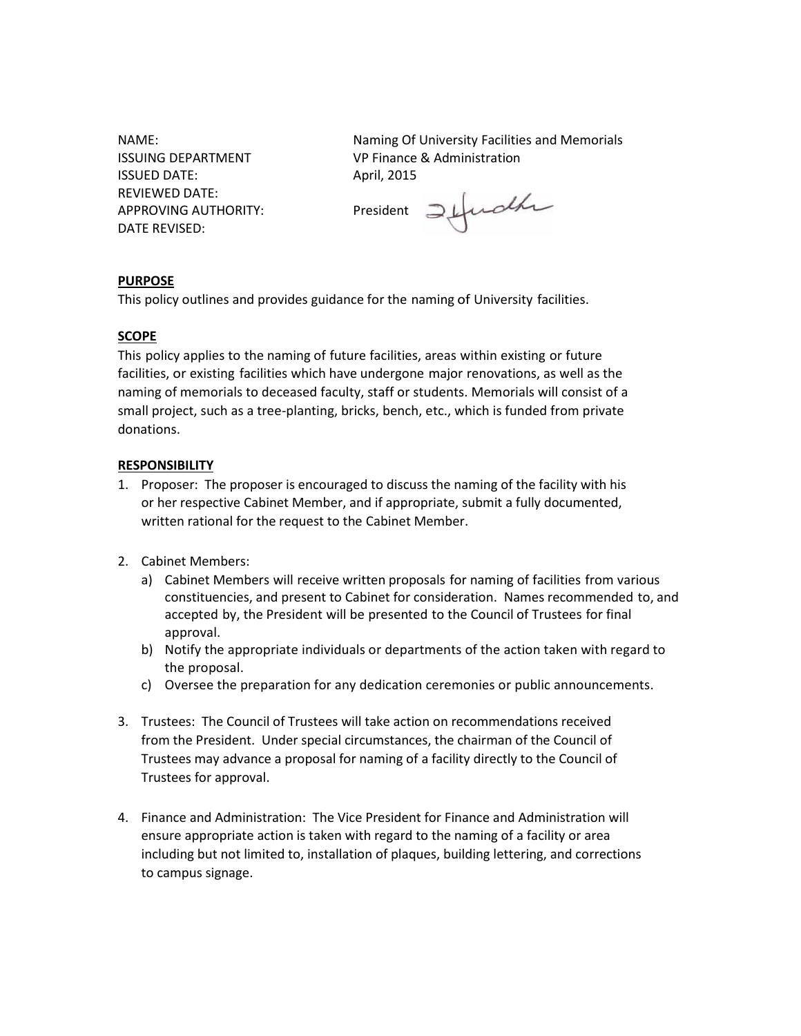| | |
|---|---|
| NAME: | Naming Of University Facilities and Memorials |
| ISSUING DEPARTMENT | VP Finance & Administration |
| ISSUED DATE: | April, 2015 |
| REVIEWED DATE: | |
| APPROVING AUTHORITY: | President |
| DATE REVISED: | |

## PURPOSE

This policy outlines and provides guidance for the naming of University facilities.

## SCOPE

This policy applies to the naming of future facilities, areas within existing or future facilities, or existing facilities which have undergone major renovations, as well as the naming of memorials to deceased faculty, staff or students. Memorials will consist of a small project, such as a tree-planting, bricks, bench, etc., which is funded from private donations.

## RESPONSIBILITY

1. Proposer: The proposer is encouraged to discuss the naming of the facility with his or her respective Cabinet Member, and if appropriate, submit a fully documented, written rational for the request to the Cabinet Member.

2. Cabinet Members:
   a) Cabinet Members will receive written proposals for naming of facilities from various constituencies, and present to Cabinet for consideration. Names recommended to, and accepted by, the President will be presented to the Council of Trustees for final approval.
   b) Notify the appropriate individuals or departments of the action taken with regard to the proposal.
   c) Oversee the preparation for any dedication ceremonies or public announcements.

3. Trustees: The Council of Trustees will take action on recommendations received from the President. Under special circumstances, the chairman of the Council of Trustees may advance a proposal for naming of a facility directly to the Council of Trustees for approval.

4. Finance and Administration: The Vice President for Finance and Administration will ensure appropriate action is taken with regard to the naming of a facility or area including but not limited to, installation of plaques, building lettering, and corrections to campus signage.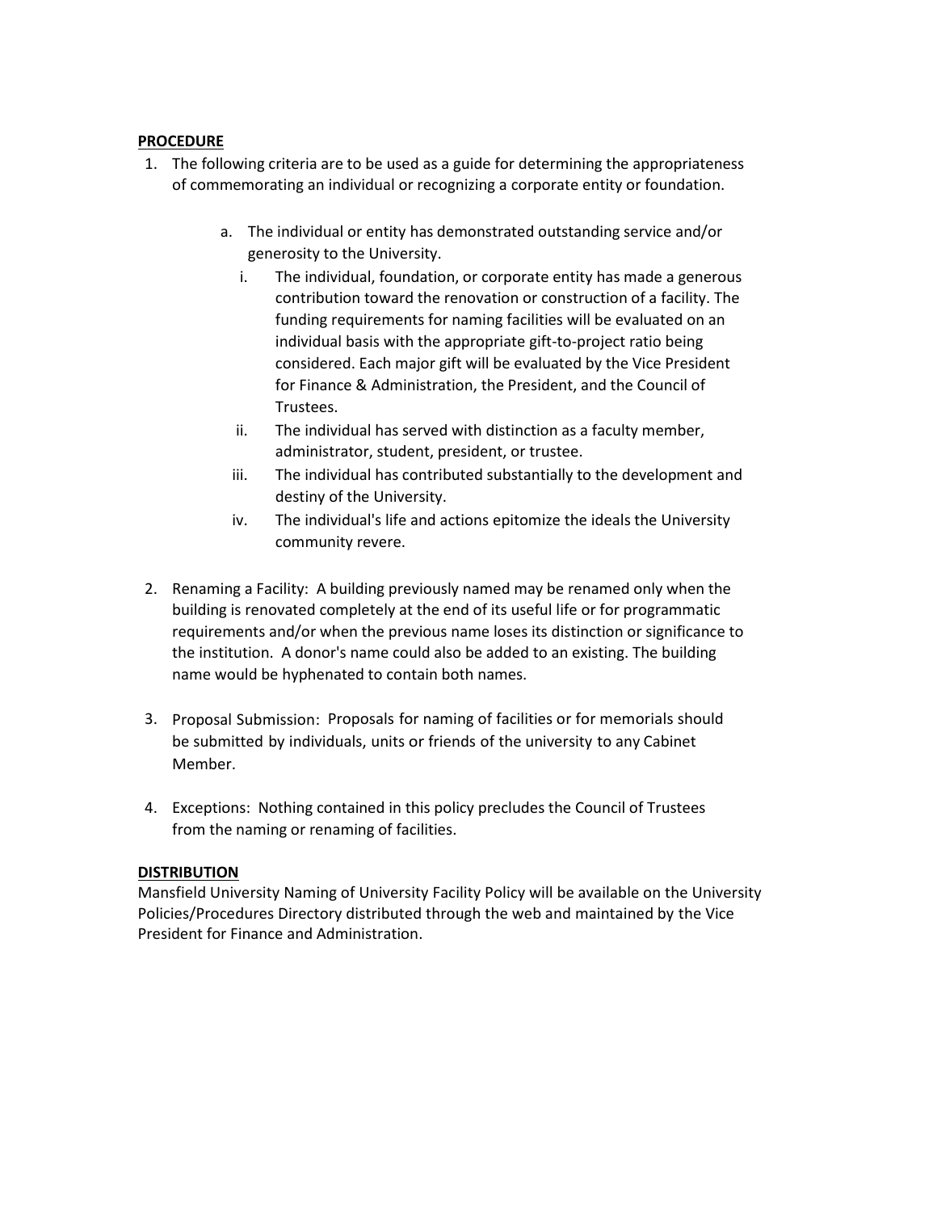**PROCEDURE**

1. The following criteria are to be used as a guide for determining the appropriateness of commemorating an individual or recognizing a corporate entity or foundation.

    a. The individual or entity has demonstrated outstanding service and/or generosity to the University.

        i. The individual, foundation, or corporate entity has made a generous contribution toward the renovation or construction of a facility. The funding requirements for naming facilities will be evaluated on an individual basis with the appropriate gift-to-project ratio being considered. Each major gift will be evaluated by the Vice President for Finance & Administration, the President, and the Council of Trustees.

        ii. The individual has served with distinction as a faculty member, administrator, student, president, or trustee.

        iii. The individual has contributed substantially to the development and destiny of the University.

        iv. The individual's life and actions epitomize the ideals the University community revere.

2. Renaming a Facility: A building previously named may be renamed only when the building is renovated completely at the end of its useful life or for programmatic requirements and/or when the previous name loses its distinction or significance to the institution. A donor's name could also be added to an existing. The building name would be hyphenated to contain both names.

3. Proposal Submission: Proposals for naming of facilities or for memorials should be submitted by individuals, units or friends of the university to any Cabinet Member.

4. Exceptions: Nothing contained in this policy precludes the Council of Trustees from the naming or renaming of facilities.

**DISTRIBUTION**

Mansfield University Naming of University Facility Policy will be available on the University Policies/Procedures Directory distributed through the web and maintained by the Vice President for Finance and Administration.